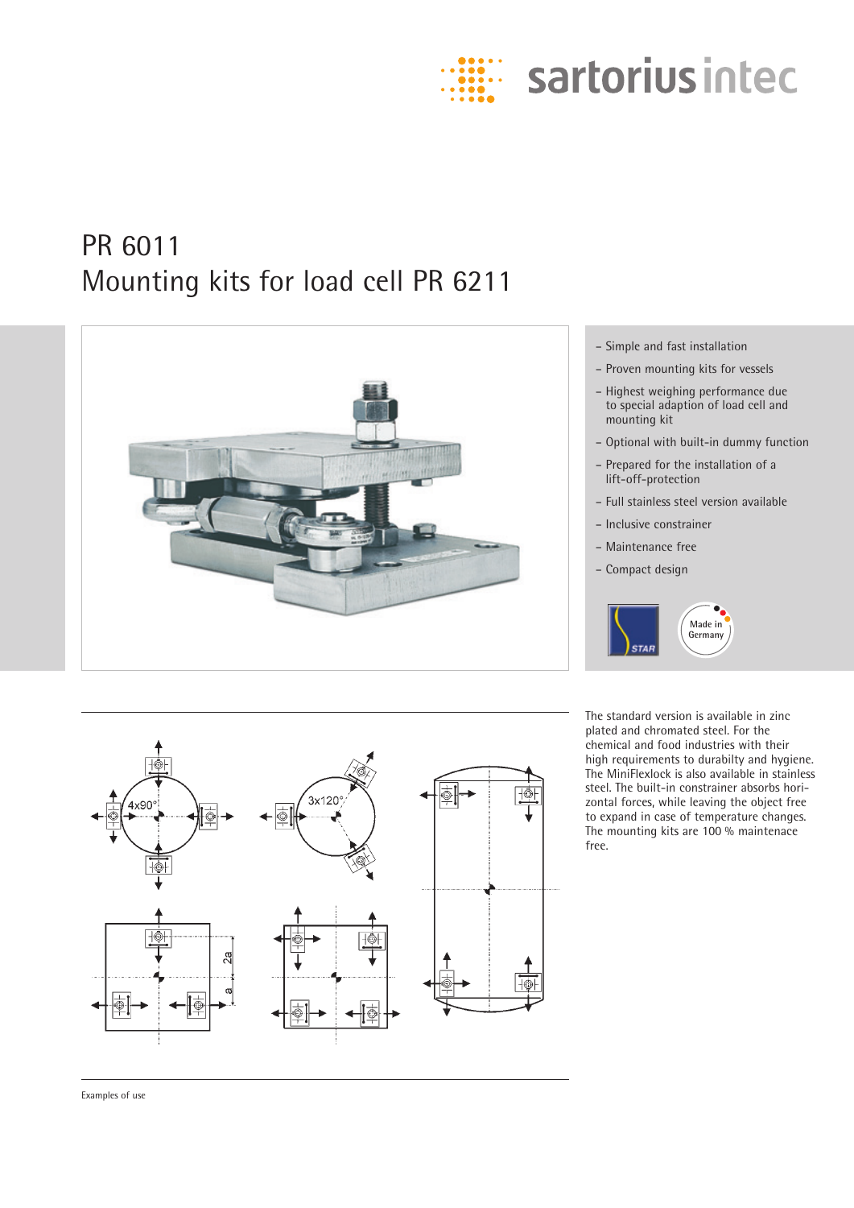# PR 6011
## Mounting kits for load cell PR 6211

- Simple and fast installation
- Proven mounting kits for vessels
- Highest weighing performance due to special adaption of load cell and mounting kit
- Optional with built-in dummy function
- Prepared for the installation of a lift-off-protection
- Full stainless steel version available
- Inclusive constrainer
- Maintenance free
- Compact design

The standard version is available in zinc plated and chromated steel. For the chemical and food industries with their high requirements to durabilty and hygiene. The MiniFlexlock is also available in stainless steel. The built-in constrainer absorbs horizontal forces, while leaving the object free to expand in case of temperature changes. The mounting kits are 100 % maintenace free.

Examples of use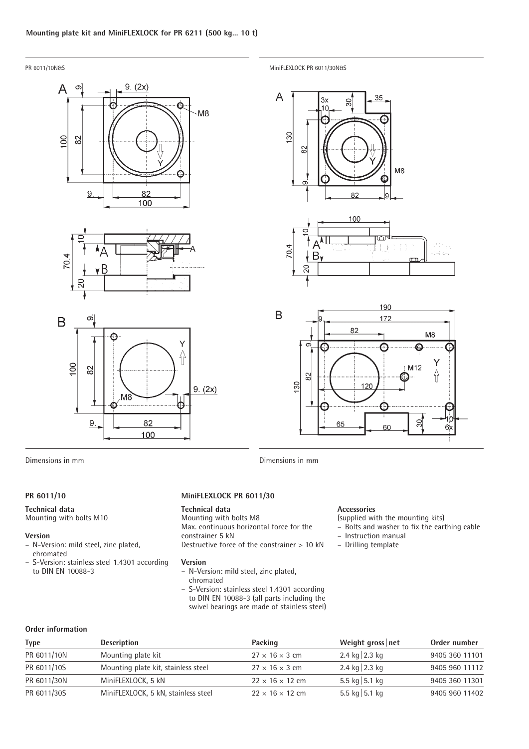## Mounting plate kit and MiniFLEXLOCK for PR 6211 (500 kg... 10 t)

PR 6011/10N&S

Dimensions in mm

MiniFLEXLOCK PR 6011/30N&S

Dimensions in mm

### PR 6011/10

**Technical data**
Mounting with bolts M10

**Version**
- N-Version: mild steel, zinc plated, chromated
- S-Version: stainless steel 1.4301 according to DIN EN 10088-3

### MiniFLEXLOCK PR 6011/30

**Technical data**
Mounting with bolts M8
Max. continuous horizontal force for the constrainer 5 kN
Destructive force of the constrainer > 10 kN

**Version**
- N-Version: mild steel, zinc plated, chromated
- S-Version: stainless steel 1.4301 according to DIN EN 10088-3 (all parts including the swivel bearings are made of stainless steel)

**Accessories**
(supplied with the mounting kits)
- Bolts and washer to fix the earthing cable
- Instruction manual
- Drilling template

### Order information

| Type | Description | Packing | Weight gross \| net | Order number |
|---|---|---|---|---|
| PR 6011/10N | Mounting plate kit | 27 × 16 × 3 cm | 2.4 kg \| 2.3 kg | 9405 360 11101 |
| PR 6011/10S | Mounting plate kit, stainless steel | 27 × 16 × 3 cm | 2.4 kg \| 2.3 kg | 9405 960 11112 |
| PR 6011/30N | MiniFLEXLOCK, 5 kN | 22 × 16 × 12 cm | 5.5 kg \| 5.1 kg | 9405 360 11301 |
| PR 6011/30S | MiniFLEXLOCK, 5 kN, stainless steel | 22 × 16 × 12 cm | 5.5 kg \| 5.1 kg | 9405 960 11402 |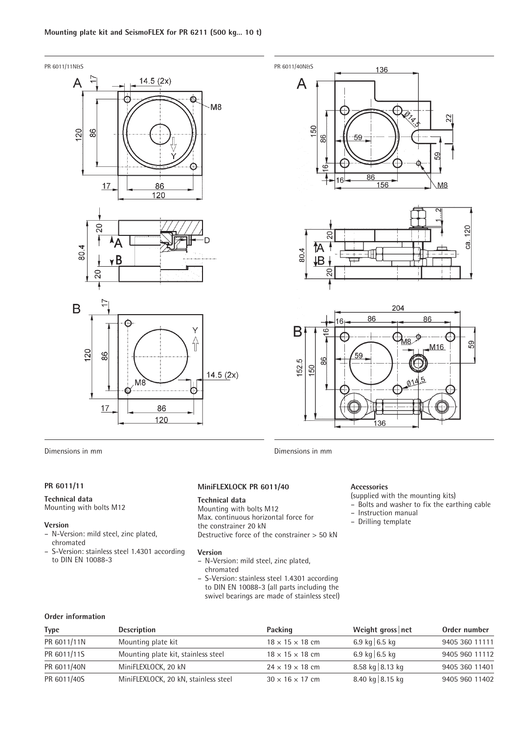### Mounting plate kit and SeismoFLEX for PR 6211 (500 kg... 10 t)

PR 6011/11N&S

Dimensions in mm

PR 6011/40N&S

Dimensions in mm

**PR 6011/11**

**Technical data**
Mounting with bolts M12

**Version**
- N-Version: mild steel, zinc plated, chromated
- S-Version: stainless steel 1.4301 according to DIN EN 10088-3

**MiniFLEXLOCK PR 6011/40**

**Technical data**
Mounting with bolts M12
Max. continuous horizontal force for the constrainer 20 kN
Destructive force of the constrainer > 50 kN

**Version**
- N-Version: mild steel, zinc plated, chromated
- S-Version: stainless steel 1.4301 according to DIN EN 10088-3 (all parts including the swivel bearings are made of stainless steel)

**Accessories**
(supplied with the mounting kits)
- Bolts and washer to fix the earthing cable
- Instruction manual
- Drilling template

**Order information**

| Type | Description | Packing | Weight gross \| net | Order number |
|---|---|---|---|---|
| PR 6011/11N | Mounting plate kit | 18 × 15 × 18 cm | 6.9 kg \| 6.5 kg | 9405 360 11111 |
| PR 6011/11S | Mounting plate kit, stainless steel | 18 × 15 × 18 cm | 6.9 kg \| 6.5 kg | 9405 960 11112 |
| PR 6011/40N | MiniFLEXLOCK, 20 kN | 24 × 19 × 18 cm | 8.58 kg \| 8.13 kg | 9405 360 11401 |
| PR 6011/40S | MiniFLEXLOCK, 20 kN, stainless steel | 30 × 16 × 17 cm | 8.40 kg \| 8.15 kg | 9405 960 11402 |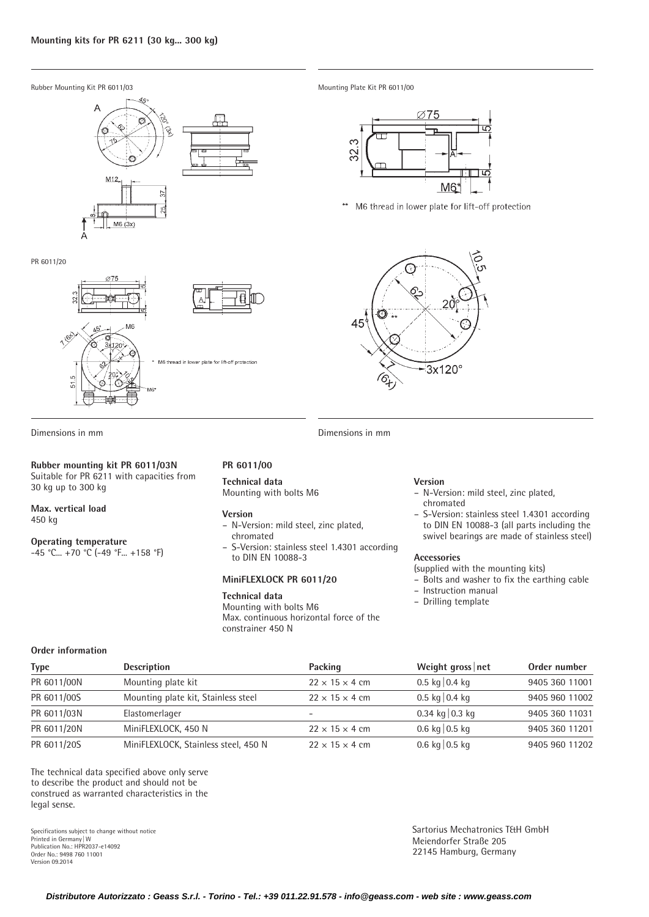## Mounting kits for PR 6211 (30 kg... 300 kg)

Rubber Mounting Kit PR 6011/03

A
45°
120° (3x)
62
75
M12
37
25
8
M6 (3x)
A

Mounting Plate Kit PR 6011/00

Ø75
32.3
5
A
5
M6*

** M6 thread in lower plate for lift-off protection

PR 6011/20

Ø75
32.3
5
5
A
7 (6x)
45°
M6
3x120°
62
20°
10.5
51.5
M6*

\* M6 thread in lower plate for lift-off protection

10.5
62
20°
45°
**
7
(6x)
3x120°

Dimensions in mm

Dimensions in mm

**Rubber mounting kit PR 6011/03N**
Suitable for PR 6211 with capacities from 30 kg up to 300 kg

**Max. vertical load**
450 kg

**Operating temperature**
-45 °C... +70 °C (-49 °F... +158 °F)

### PR 6011/00

**Technical data**
Mounting with bolts M6

**Version**
- N-Version: mild steel, zinc plated, chromated
- S-Version: stainless steel 1.4301 according to DIN EN 10088-3

### MiniFLEXLOCK PR 6011/20

**Technical data**
Mounting with bolts M6
Max. continuous horizontal force of the constrainer 450 N

**Version**
- N-Version: mild steel, zinc plated, chromated
- S-Version: stainless steel 1.4301 according to DIN EN 10088-3 (all parts including the swivel bearings are made of stainless steel)

**Accessories**
(supplied with the mounting kits)
- Bolts and washer to fix the earthing cable
- Instruction manual
- Drilling template

### Order information

| Type | Description | Packing | Weight gross \| net | Order number |
|---|---|---|---|---|
| PR 6011/00N | Mounting plate kit | 22 × 15 × 4 cm | 0.5 kg \| 0.4 kg | 9405 360 11001 |
| PR 6011/00S | Mounting plate kit, Stainless steel | 22 × 15 × 4 cm | 0.5 kg \| 0.4 kg | 9405 960 11002 |
| PR 6011/03N | Elastomerlager | – | 0.34 kg \| 0.3 kg | 9405 360 11031 |
| PR 6011/20N | MiniFLEXLOCK, 450 N | 22 × 15 × 4 cm | 0.6 kg \| 0.5 kg | 9405 360 11201 |
| PR 6011/20S | MiniFLEXLOCK, Stainless steel, 450 N | 22 × 15 × 4 cm | 0.6 kg \| 0.5 kg | 9405 960 11202 |

The technical data specified above only serve to describe the product and should not be construed as warranted characteristics in the legal sense.

Specifications subject to change without notice
Printed in Germany | W
Publication No.: HPR2037-e14092
Order No.: 9498 760 11001
Version 09.2014

Sartorius Mechatronics T&H GmbH
Meiendorfer Straße 205
22145 Hamburg, Germany

*Distributore Autorizzato : Geass S.r.l. - Torino - Tel.: +39 011.22.91.578 - info@geass.com - web site : www.geass.com*